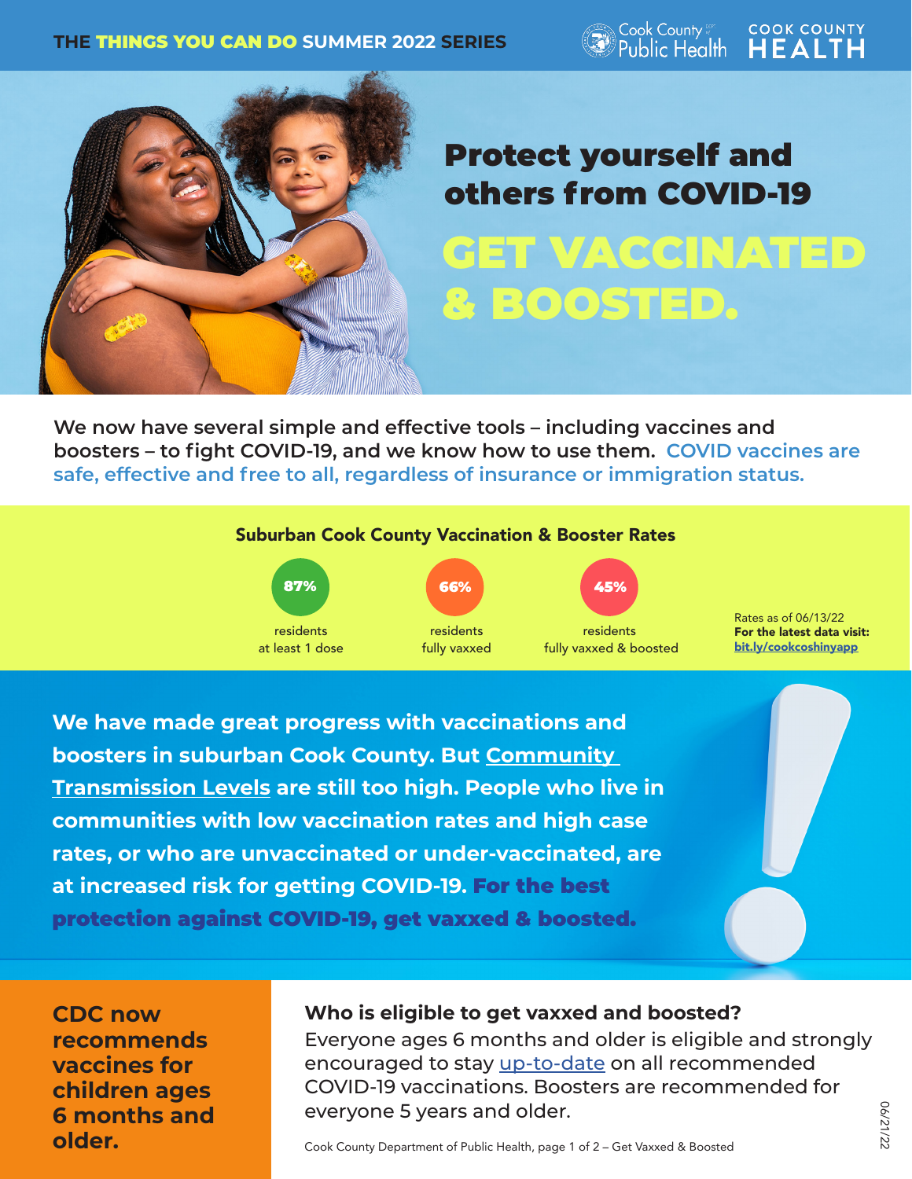THE **THINGS YOU CAN DO** SUMMER 2022 SERIES

Cook County Public Health | COOK COUNTY HEALTH

# Protect yourself and others from COVID-19

# GET VACCINATED & BOOSTED.

**We now have several simple and effective tools – including vaccines and boosters – to fight COVID-19, and we know how to use them. COVID vaccines are safe, effective and free to all, regardless of insurance or immigration status.**

### Suburban Cook County Vaccination & Booster Rates

| 87% | 66% | 45% |
|---|---|---|
| residents at least 1 dose | residents fully vaxxed | residents fully vaxxed & boosted |

Rates as of 06/13/22
**For the latest data visit:** bit.ly/cookcoshinyapp

**We have made great progress with vaccinations and boosters in suburban Cook County. But Community Transmission Levels are still too high. People who live in communities with low vaccination rates and high case rates, or who are unvaccinated or under-vaccinated, are at increased risk for getting COVID-19. For the best protection against COVID-19, get vaxxed & boosted.**

**CDC now recommends vaccines for children ages 6 months and older.**

### Who is eligible to get vaxxed and boosted?

Everyone ages 6 months and older is eligible and strongly encouraged to stay up-to-date on all recommended COVID-19 vaccinations. Boosters are recommended for everyone 5 years and older.

Cook County Department of Public Health, page 1 of 2 – Get Vaxxed & Boosted

06/21/22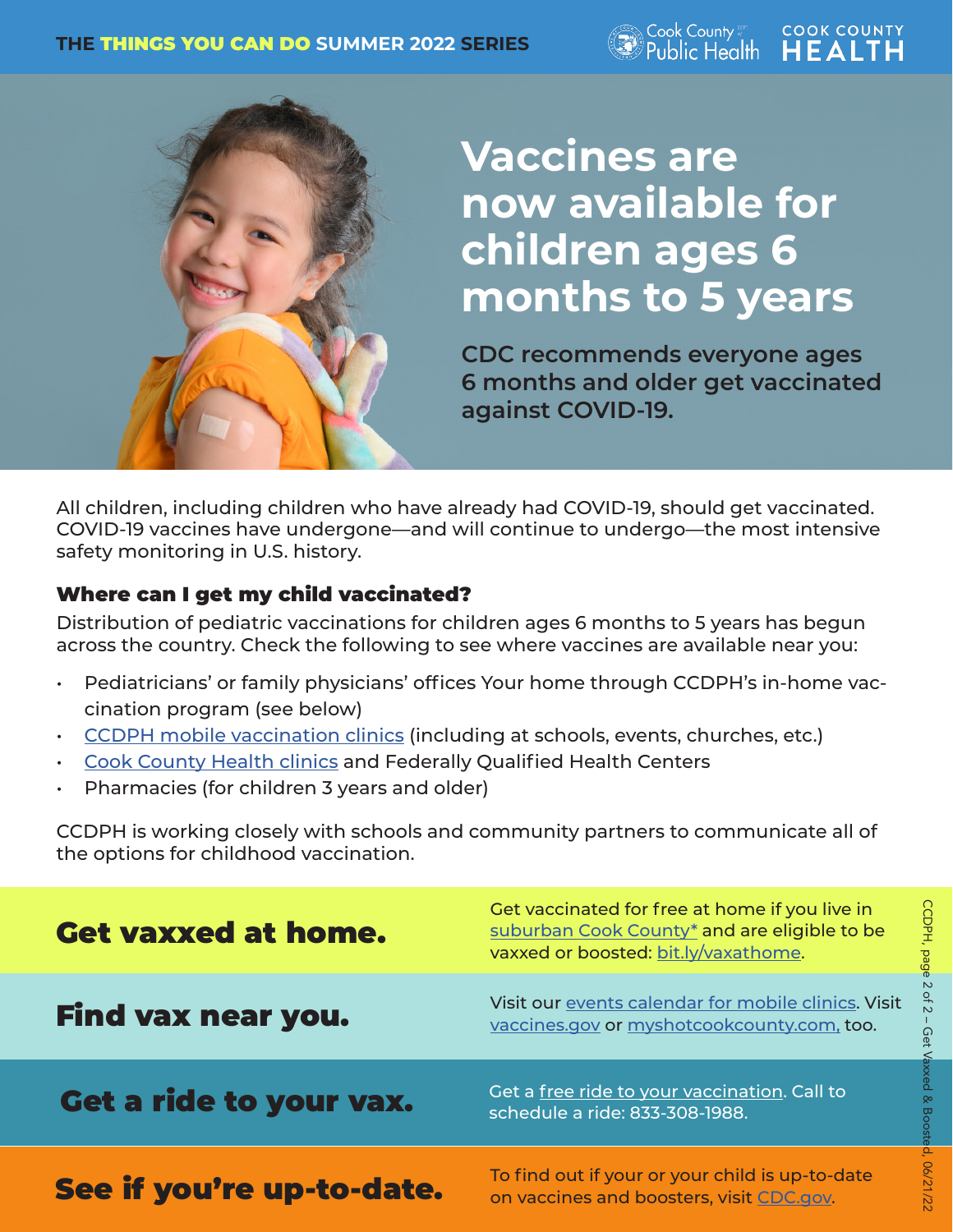THE THINGS YOU CAN DO SUMMER 2022 SERIES

# Vaccines are now available for children ages 6 months to 5 years

**CDC recommends everyone ages 6 months and older get vaccinated against COVID-19.**

All children, including children who have already had COVID-19, should get vaccinated. COVID-19 vaccines have undergone—and will continue to undergo—the most intensive safety monitoring in U.S. history.

### Where can I get my child vaccinated?

Distribution of pediatric vaccinations for children ages 6 months to 5 years has begun across the country. Check the following to see where vaccines are available near you:

- Pediatricians' or family physicians' offices Your home through CCDPH's in-home vaccination program (see below)
- CCDPH mobile vaccination clinics (including at schools, events, churches, etc.)
- Cook County Health clinics and Federally Qualified Health Centers
- Pharmacies (for children 3 years and older)

CCDPH is working closely with schools and community partners to communicate all of the options for childhood vaccination.

## Get vaxxed at home.

Get vaccinated for free at home if you live in suburban Cook County* and are eligible to be vaxxed or boosted: bit.ly/vaxathome.

## Find vax near you.

Visit our events calendar for mobile clinics. Visit vaccines.gov or myshotcookcounty.com, too.

## Get a ride to your vax.

Get a free ride to your vaccination. Call to schedule a ride: 833-308-1988.

## See if you're up-to-date.

To find out if your or your child is up-to-date on vaccines and boosters, visit CDC.gov.